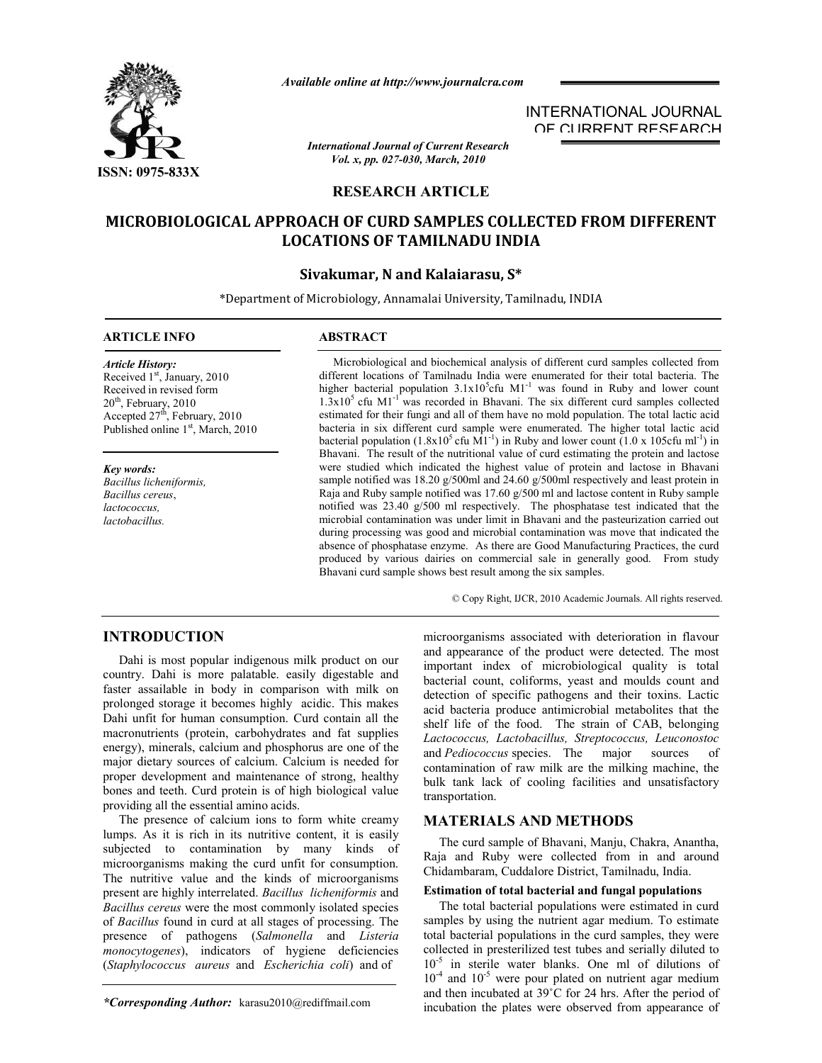# MICROBIOLOGICAL APPROACH OF CURD SAMPLES COLLECTED FROM DIFFERENT LOCATIONS OF TAMILNADU INDIA

**RESEARCH ARTICLE**

**Sivakumar, N and Kalaiarasu, S\***

\*Department of Microbiology, Annamalai University, Tamilnadu, INDIA

## ARTICLE INFO

***Article History:***
Received 1[st], January, 2010
Received in revised form 20[th], February, 2010
Accepted 27[th], February, 2010
Published online 1[st], March, 2010

***Key words:***
*Bacillus licheniformis, Bacillus cereus, lactococcus, lactobacillus.*

## ABSTRACT

Microbiological and biochemical analysis of different curd samples collected from different locations of Tamilnadu India were enumerated for their total bacteria. The higher bacterial population $3.1\text{x}10^{5}$cfu $\text{M1}^{-1}$ was found in Ruby and lower count $1.3\text{x}10^{5}$ cfu $\text{M1}^{-1}$ was recorded in Bhavani. The six different curd samples collected estimated for their fungi and all of them have no mold population. The total lactic acid bacteria in six different curd sample were enumerated. The higher total lactic acid bacterial population ($1.8\text{x}10^{5}$ cfu $\text{M1}^{-1}$) in Ruby and lower count (1.0 x 105cfu $\text{ml}^{-1}$) in Bhavani. The result of the nutritional value of curd estimating the protein and lactose were studied which indicated the highest value of protein and lactose in Bhavani sample notified was 18.20 g/500ml and 24.60 g/500ml respectively and least protein in Raja and Ruby sample notified was 17.60 g/500 ml and lactose content in Ruby sample notified was 23.40 g/500 ml respectively. The phosphatase test indicated that the microbial contamination was under limit in Bhavani and the pasteurization carried out during processing was good and microbial contamination was move that indicated the absence of phosphatase enzyme. As there are Good Manufacturing Practices, the curd produced by various dairies on commercial sale in generally good. From study Bhavani curd sample shows best result among the six samples.

© Copy Right, IJCR, 2010 Academic Journals. All rights reserved.

## INTRODUCTION

Dahi is most popular indigenous milk product on our country. Dahi is more palatable. easily digestable and faster assailable in body in comparison with milk on prolonged storage it becomes highly acidic. This makes Dahi unfit for human consumption. Curd contain all the macronutrients (protein, carbohydrates and fat supplies energy), minerals, calcium and phosphorus are one of the major dietary sources of calcium. Calcium is needed for proper development and maintenance of strong, healthy bones and teeth. Curd protein is of high biological value providing all the essential amino acids.

The presence of calcium ions to form white creamy lumps. As it is rich in its nutritive content, it is easily subjected to contamination by many kinds of microorganisms making the curd unfit for consumption. The nutritive value and the kinds of microorganisms present are highly interrelated. *Bacillus licheniformis* and *Bacillus cereus* were the most commonly isolated species of *Bacillus* found in curd at all stages of processing. The presence of pathogens (*Salmonella* and *Listeria monocytogenes*), indicators of hygiene deficiencies (*Staphylococcus aureus* and *Escherichia coli*) and of microorganisms associated with deterioration in flavour and appearance of the product were detected. The most important index of microbiological quality is total bacterial count, coliforms, yeast and moulds count and detection of specific pathogens and their toxins. Lactic acid bacteria produce antimicrobial metabolites that the shelf life of the food. The strain of CAB, belonging *Lactococcus, Lactobacillus, Streptococcus, Leuconostoc* and *Pediococcus* species. The major sources of contamination of raw milk are the milking machine, the bulk tank lack of cooling facilities and unsatisfactory transportation.

## MATERIALS AND METHODS

The curd sample of Bhavani, Manju, Chakra, Anantha, Raja and Ruby were collected from in and around Chidambaram, Cuddalore District, Tamilnadu, India.

### Estimation of total bacterial and fungal populations

The total bacterial populations were estimated in curd samples by using the nutrient agar medium. To estimate total bacterial populations in the curd samples, they were collected in presterilized test tubes and serially diluted to $10^{-5}$ in sterile water blanks. One ml of dilutions of $10^{-4}$ and $10^{-5}$ were pour plated on nutrient agar medium and then incubated at 39˚C for 24 hrs. After the period of incubation the plates were observed from appearance of

*\*Corresponding Author:* karasu2010@rediffmail.com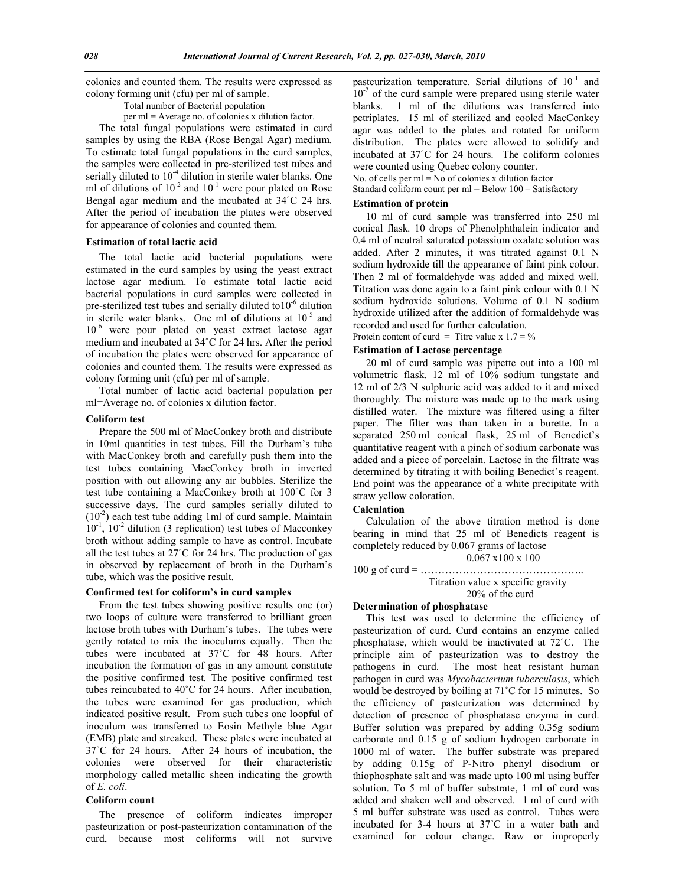colonies and counted them. The results were expressed as colony forming unit (cfu) per ml of sample.

Total number of Bacterial population per ml = Average no. of colonies x dilution factor.

The total fungal populations were estimated in curd samples by using the RBA (Rose Bengal Agar) medium. To estimate total fungal populations in the curd samples, the samples were collected in pre-sterilized test tubes and serially diluted to $10^{-4}$ dilution in sterile water blanks. One ml of dilutions of $10^{-2}$ and $10^{-1}$ were pour plated on Rose Bengal agar medium and the incubated at 34˚C 24 hrs. After the period of incubation the plates were observed for appearance of colonies and counted them.

### Estimation of total lactic acid

The total lactic acid bacterial populations were estimated in the curd samples by using the yeast extract lactose agar medium. To estimate total lactic acid bacterial populations in curd samples were collected in pre-sterilized test tubes and serially diluted to$10^{-6}$ dilution in sterile water blanks. One ml of dilutions at $10^{-5}$ and $10^{-6}$ were pour plated on yeast extract lactose agar medium and incubated at 34˚C for 24 hrs. After the period of incubation the plates were observed for appearance of colonies and counted them. The results were expressed as colony forming unit (cfu) per ml of sample.

Total number of lactic acid bacterial population per ml=Average no. of colonies x dilution factor.

### Coliform test

Prepare the 500 ml of MacConkey broth and distribute in 10ml quantities in test tubes. Fill the Durham's tube with MacConkey broth and carefully push them into the test tubes containing MacConkey broth in inverted position with out allowing any air bubbles. Sterilize the test tube containing a MacConkey broth at 100˚C for 3 successive days. The curd samples serially diluted to ($10^{-2}$) each test tube adding 1ml of curd sample. Maintain $10^{-1}$, $10^{-2}$ dilution (3 replication) test tubes of Macconkey broth without adding sample to have as control. Incubate all the test tubes at 27˚C for 24 hrs. The production of gas in observed by replacement of broth in the Durham's tube, which was the positive result.

### Confirmed test for coliform's in curd samples

From the test tubes showing positive results one (or) two loops of culture were transferred to brilliant green lactose broth tubes with Durham's tubes. The tubes were gently rotated to mix the inoculums equally. Then the tubes were incubated at 37˚C for 48 hours. After incubation the formation of gas in any amount constitute the positive confirmed test. The positive confirmed test tubes reincubated to 40˚C for 24 hours. After incubation, the tubes were examined for gas production, which indicated positive result. From such tubes one loopful of inoculum was transferred to Eosin Methyle blue Agar (EMB) plate and streaked. These plates were incubated at 37˚C for 24 hours. After 24 hours of incubation, the colonies were observed for their characteristic morphology called metallic sheen indicating the growth of *E. coli*.

### Coliform count

The presence of coliform indicates improper pasteurization or post-pasteurization contamination of the curd, because most coliforms will not survive pasteurization temperature. Serial dilutions of $10^{-1}$ and $10^{-2}$ of the curd sample were prepared using sterile water blanks. 1 ml of the dilutions was transferred into petriplates. 15 ml of sterilized and cooled MacConkey agar was added to the plates and rotated for uniform distribution. The plates were allowed to solidify and incubated at 37˚C for 24 hours. The coliform colonies were counted using Quebec colony counter.

No. of cells per ml = No of colonies x dilution factor

Standard coliform count per ml = Below 100 – Satisfactory

### Estimation of protein

10 ml of curd sample was transferred into 250 ml conical flask. 10 drops of Phenolphthalein indicator and 0.4 ml of neutral saturated potassium oxalate solution was added. After 2 minutes, it was titrated against 0.1 N sodium hydroxide till the appearance of faint pink colour. Then 2 ml of formaldehyde was added and mixed well. Titration was done again to a faint pink colour with 0.1 N sodium hydroxide solutions. Volume of 0.1 N sodium hydroxide utilized after the addition of formaldehyde was recorded and used for further calculation.

Protein content of curd = Titre value x 1.7 = %

### Estimation of Lactose percentage

20 ml of curd sample was pipette out into a 100 ml volumetric flask. 12 ml of 10% sodium tungstate and 12 ml of 2/3 N sulphuric acid was added to it and mixed thoroughly. The mixture was made up to the mark using distilled water. The mixture was filtered using a filter paper. The filter was than taken in a burette. In a separated 250 ml conical flask, 25 ml of Benedict's quantitative reagent with a pinch of sodium carbonate was added and a piece of porcelain. Lactose in the filtrate was determined by titrating it with boiling Benedict's reagent. End point was the appearance of a white precipitate with straw yellow coloration.

### Calculation

Calculation of the above titration method is done bearing in mind that 25 ml of Benedicts reagent is completely reduced by 0.067 grams of lactose

$$100 \text{ g of curd} = \frac{0.067 \times 100 \times 100}{\text{Titration value x specific gravity}}$$

20% of the curd

### Determination of phosphatase

This test was used to determine the efficiency of pasteurization of curd. Curd contains an enzyme called phosphatase, which would be inactivated at 72˚C. The principle aim of pasteurization was to destroy the pathogens in curd. The most heat resistant human pathogen in curd was *Mycobacterium tuberculosis*, which would be destroyed by boiling at 71˚C for 15 minutes. So the efficiency of pasteurization was determined by detection of presence of phosphatase enzyme in curd. Buffer solution was prepared by adding 0.35g sodium carbonate and 0.15 g of sodium hydrogen carbonate in 1000 ml of water. The buffer substrate was prepared by adding 0.15g of P-Nitro phenyl disodium or thiophosphate salt and was made upto 100 ml using buffer solution. To 5 ml of buffer substrate, 1 ml of curd was added and shaken well and observed. 1 ml of curd with 5 ml buffer substrate was used as control. Tubes were incubated for 3-4 hours at 37˚C in a water bath and examined for colour change. Raw or improperly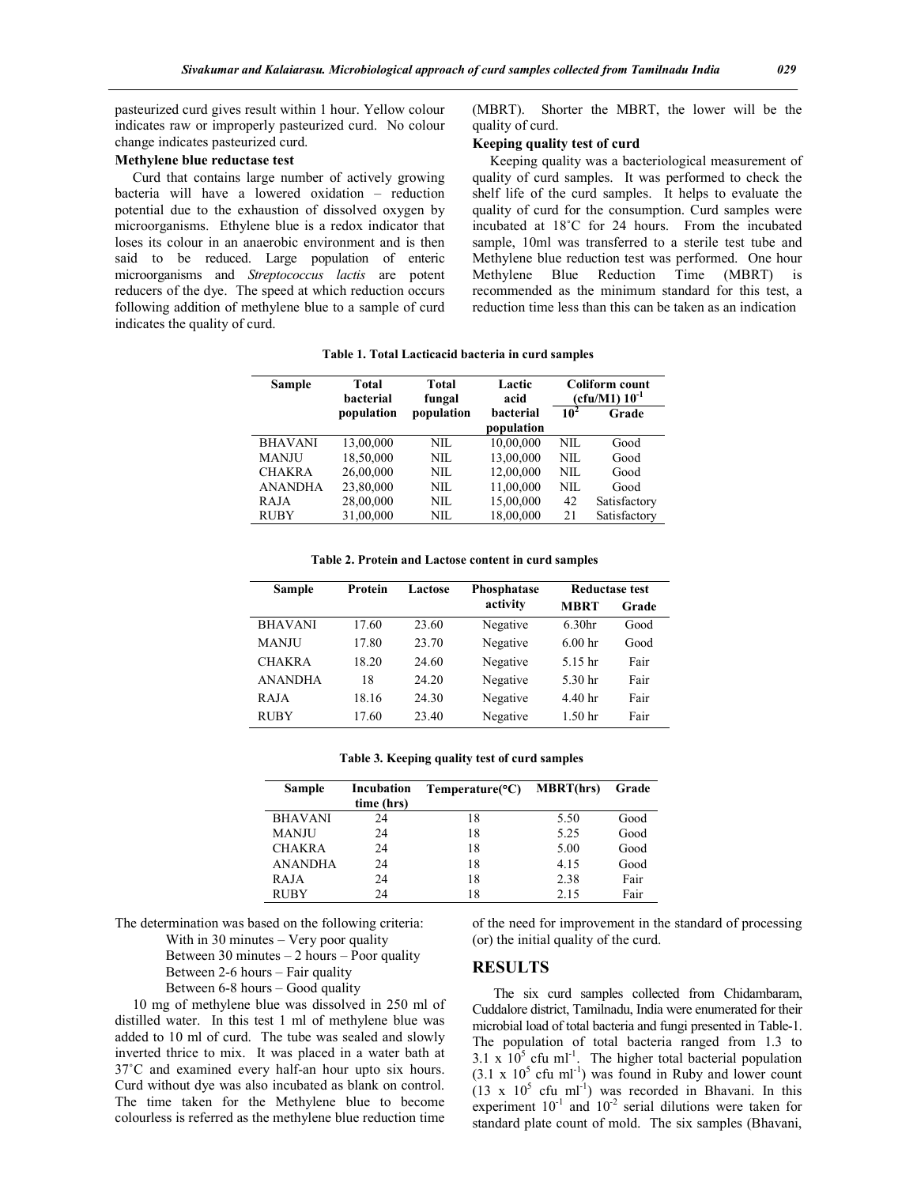pasteurized curd gives result within 1 hour. Yellow colour indicates raw or improperly pasteurized curd. No colour change indicates pasteurized curd.

### Methylene blue reductase test

Curd that contains large number of actively growing bacteria will have a lowered oxidation – reduction potential due to the exhaustion of dissolved oxygen by microorganisms. Ethylene blue is a redox indicator that loses its colour in an anaerobic environment and is then said to be reduced. Large population of enteric microorganisms and *Streptococcus lactis* are potent reducers of the dye. The speed at which reduction occurs following addition of methylene blue to a sample of curd indicates the quality of curd.

The determination was based on the following criteria:

- With in 30 minutes – Very poor quality
- Between 30 minutes – 2 hours – Poor quality
- Between 2-6 hours – Fair quality
- Between 6-8 hours – Good quality

10 mg of methylene blue was dissolved in 250 ml of distilled water. In this test 1 ml of methylene blue was added to 10 ml of curd. The tube was sealed and slowly inverted thrice to mix. It was placed in a water bath at 37˚C and examined every half-an hour upto six hours. Curd without dye was also incubated as blank on control. The time taken for the Methylene blue to become colourless is referred as the methylene blue reduction time (MBRT). Shorter the MBRT, the lower will be the quality of curd.

### Keeping quality test of curd

Keeping quality was a bacteriological measurement of quality of curd samples. It was performed to check the shelf life of the curd samples. It helps to evaluate the quality of curd for the consumption. Curd samples were incubated at 18˚C for 24 hours. From the incubated sample, 10ml was transferred to a sterile test tube and Methylene blue reduction test was performed. One hour Methylene Blue Reduction Time (MBRT) is recommended as the minimum standard for this test, a reduction time less than this can be taken as an indication of the need for improvement in the standard of processing (or) the initial quality of the curd.

**Table 1. Total Lacticacid bacteria in curd samples**

| Sample | Total bacterial population | Total fungal population | Lactic acid bacterial population | Coliform count (cfu/M1) $10^{-1}$ | |
|---|---|---|---|---|---|
| | | | | $10^2$ | Grade |
| BHAVANI | 13,00,000 | NIL | 10,00,000 | NIL | Good |
| MANJU | 18,50,000 | NIL | 13,00,000 | NIL | Good |
| CHAKRA | 26,00,000 | NIL | 12,00,000 | NIL | Good |
| ANANDHA | 23,80,000 | NIL | 11,00,000 | NIL | Good |
| RAJA | 28,00,000 | NIL | 15,00,000 | 42 | Satisfactory |
| RUBY | 31,00,000 | NIL | 18,00,000 | 21 | Satisfactory |

**Table 2. Protein and Lactose content in curd samples**

| Sample | Protein | Lactose | Phosphatase activity | Reductase test | |
|---|---|---|---|---|---|
| | | | | MBRT | Grade |
| BHAVANI | 17.60 | 23.60 | Negative | 6.30hr | Good |
| MANJU | 17.80 | 23.70 | Negative | 6.00 hr | Good |
| CHAKRA | 18.20 | 24.60 | Negative | 5.15 hr | Fair |
| ANANDHA | 18 | 24.20 | Negative | 5.30 hr | Fair |
| RAJA | 18.16 | 24.30 | Negative | 4.40 hr | Fair |
| RUBY | 17.60 | 23.40 | Negative | 1.50 hr | Fair |

**Table 3. Keeping quality test of curd samples**

| Sample | Incubation time (hrs) | Temperature(°C) | MBRT(hrs) | Grade |
|---|---|---|---|---|
| BHAVANI | 24 | 18 | 5.50 | Good |
| MANJU | 24 | 18 | 5.25 | Good |
| CHAKRA | 24 | 18 | 5.00 | Good |
| ANANDHA | 24 | 18 | 4.15 | Good |
| RAJA | 24 | 18 | 2.38 | Fair |
| RUBY | 24 | 18 | 2.15 | Fair |

## RESULTS

The six curd samples collected from Chidambaram, Cuddalore district, Tamilnadu, India were enumerated for their microbial load of total bacteria and fungi presented in Table-1. The population of total bacteria ranged from 1.3 to $3.1 \times 10^5$ cfu $ml^{-1}$. The higher total bacterial population ($3.1 \times 10^5$ cfu $ml^{-1}$) was found in Ruby and lower count ($13 \times 10^5$ cfu $ml^{-1}$) was recorded in Bhavani. In this experiment $10^{-1}$ and $10^{-2}$ serial dilutions were taken for standard plate count of mold. The six samples (Bhavani,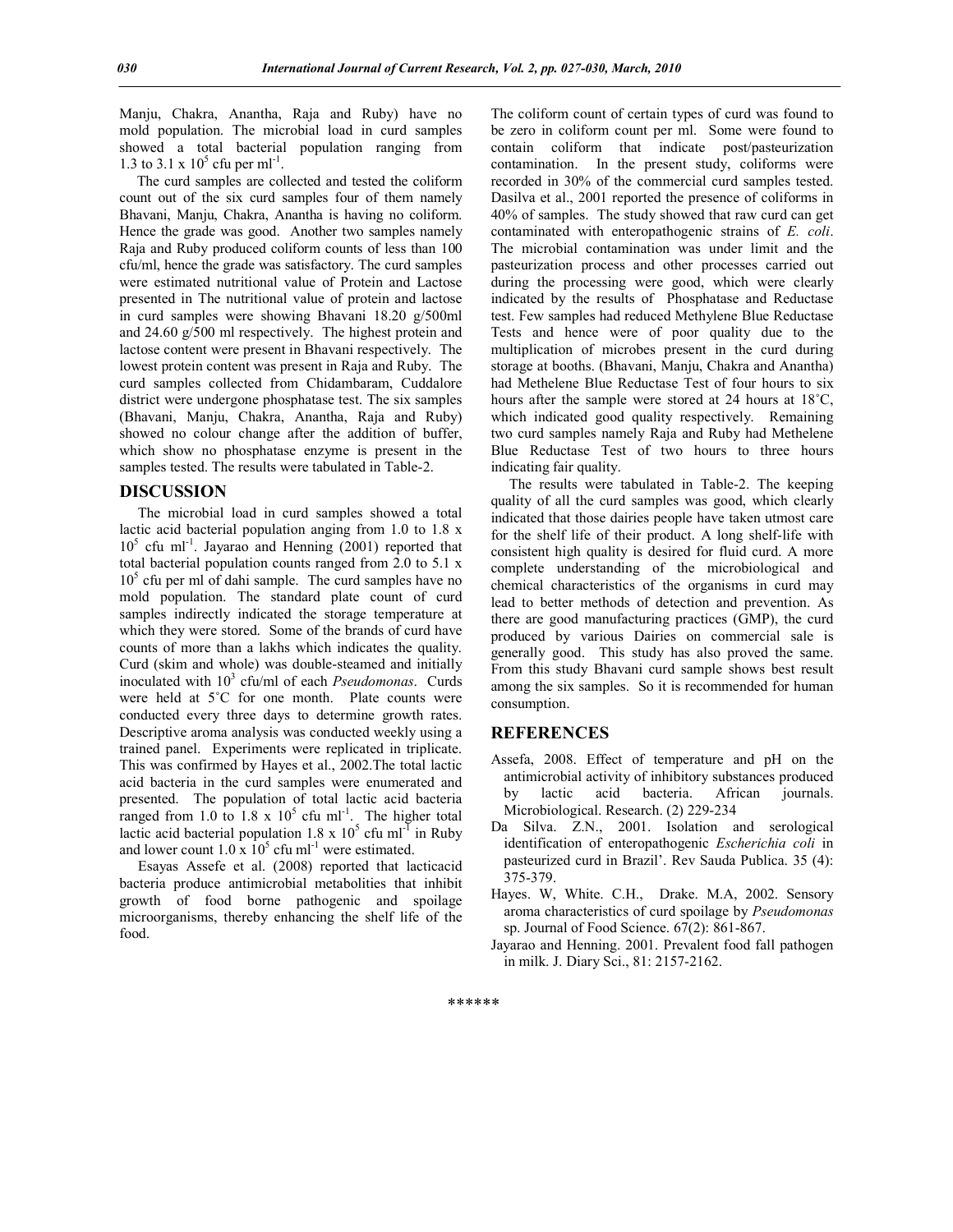Manju, Chakra, Anantha, Raja and Ruby) have no mold population. The microbial load in curd samples showed a total bacterial population ranging from 1.3 to 3.1 x $10^5$ cfu per $ml^{-1}$.

The curd samples are collected and tested the coliform count out of the six curd samples four of them namely Bhavani, Manju, Chakra, Anantha is having no coliform. Hence the grade was good. Another two samples namely Raja and Ruby produced coliform counts of less than 100 cfu/ml, hence the grade was satisfactory. The curd samples were estimated nutritional value of Protein and Lactose presented in The nutritional value of protein and lactose in curd samples were showing Bhavani 18.20 g/500ml and 24.60 g/500 ml respectively. The highest protein and lactose content were present in Bhavani respectively. The lowest protein content was present in Raja and Ruby. The curd samples collected from Chidambaram, Cuddalore district were undergone phosphatase test. The six samples (Bhavani, Manju, Chakra, Anantha, Raja and Ruby) showed no colour change after the addition of buffer, which show no phosphatase enzyme is present in the samples tested. The results were tabulated in Table-2.

## DISCUSSION

The microbial load in curd samples showed a total lactic acid bacterial population anging from 1.0 to 1.8 x $10^5$ cfu $ml^{-1}$. Jayarao and Henning (2001) reported that total bacterial population counts ranged from 2.0 to 5.1 x $10^5$ cfu per ml of dahi sample. The curd samples have no mold population. The standard plate count of curd samples indirectly indicated the storage temperature at which they were stored. Some of the brands of curd have counts of more than a lakhs which indicates the quality. Curd (skim and whole) was double-steamed and initially inoculated with $10^3$ cfu/ml of each *Pseudomonas*. Curds were held at 5˚C for one month. Plate counts were conducted every three days to determine growth rates. Descriptive aroma analysis was conducted weekly using a trained panel. Experiments were replicated in triplicate. This was confirmed by Hayes et al., 2002.The total lactic acid bacteria in the curd samples were enumerated and presented. The population of total lactic acid bacteria ranged from 1.0 to 1.8 x $10^5$ cfu $ml^{-1}$. The higher total lactic acid bacterial population 1.8 x $10^5$ cfu $ml^{-1}$ in Ruby and lower count 1.0 x $10^5$ cfu $ml^{-1}$ were estimated.

Esayas Assefe et al. (2008) reported that lacticacid bacteria produce antimicrobial metabolities that inhibit growth of food borne pathogenic and spoilage microorganisms, thereby enhancing the shelf life of the food.

The coliform count of certain types of curd was found to be zero in coliform count per ml. Some were found to contain coliform that indicate post/pasteurization contamination. In the present study, coliforms were recorded in 30% of the commercial curd samples tested. Dasilva et al., 2001 reported the presence of coliforms in 40% of samples. The study showed that raw curd can get contaminated with enteropathogenic strains of *E. coli*. The microbial contamination was under limit and the pasteurization process and other processes carried out during the processing were good, which were clearly indicated by the results of Phosphatase and Reductase test. Few samples had reduced Methylene Blue Reductase Tests and hence were of poor quality due to the multiplication of microbes present in the curd during storage at booths. (Bhavani, Manju, Chakra and Anantha) had Methelene Blue Reductase Test of four hours to six hours after the sample were stored at 24 hours at 18˚C, which indicated good quality respectively. Remaining two curd samples namely Raja and Ruby had Methelene Blue Reductase Test of two hours to three hours indicating fair quality.

The results were tabulated in Table-2. The keeping quality of all the curd samples was good, which clearly indicated that those dairies people have taken utmost care for the shelf life of their product. A long shelf-life with consistent high quality is desired for fluid curd. A more complete understanding of the microbiological and chemical characteristics of the organisms in curd may lead to better methods of detection and prevention. As there are good manufacturing practices (GMP), the curd produced by various Dairies on commercial sale is generally good. This study has also proved the same. From this study Bhavani curd sample shows best result among the six samples. So it is recommended for human consumption.

## REFERENCES

Assefa, 2008. Effect of temperature and pH on the antimicrobial activity of inhibitory substances produced by lactic acid bacteria. African journals. Microbiological. Research. (2) 229-234

Da Silva. Z.N., 2001. Isolation and serological identification of enteropathogenic *Escherichia coli* in pasteurized curd in Brazil'. Rev Sauda Publica. 35 (4): 375-379.

Hayes. W, White. C.H., Drake. M.A, 2002. Sensory aroma characteristics of curd spoilage by *Pseudomonas* sp. Journal of Food Science. 67(2): 861-867.

Jayarao and Henning. 2001. Prevalent food fall pathogen in milk. J. Diary Sci., 81: 2157-2162.

\*\*\*\*\*\*